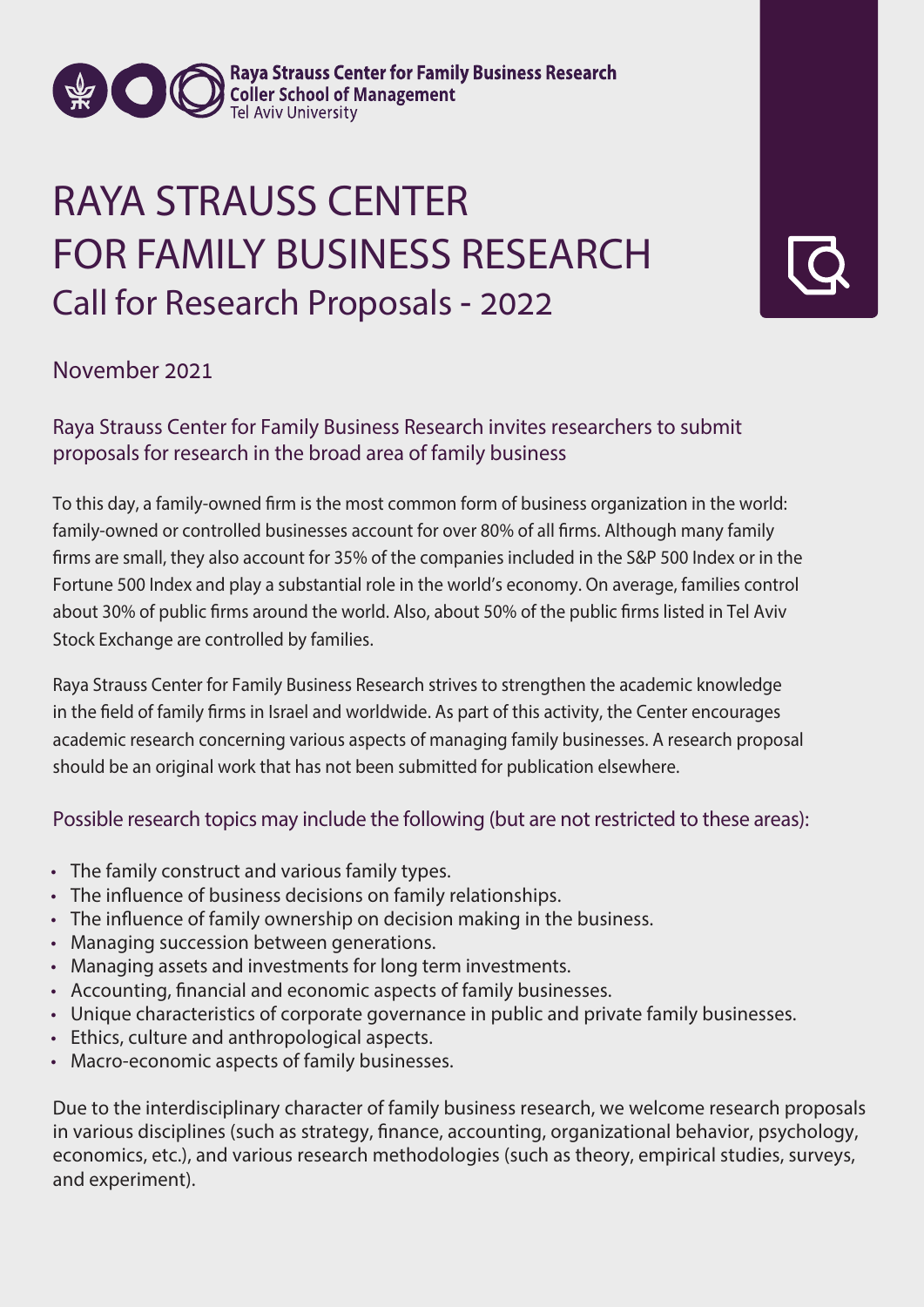Raya Strauss Center for Family Business Research
Coller School of Management
Tel Aviv University

# RAYA STRAUSS CENTER FOR FAMILY BUSINESS RESEARCH

## Call for Research Proposals - 2022

November 2021

### Raya Strauss Center for Family Business Research invites researchers to submit proposals for research in the broad area of family business

To this day, a family-owned firm is the most common form of business organization in the world: family-owned or controlled businesses account for over 80% of all firms. Although many family firms are small, they also account for 35% of the companies included in the S&P 500 Index or in the Fortune 500 Index and play a substantial role in the world's economy. On average, families control about 30% of public firms around the world. Also, about 50% of the public firms listed in Tel Aviv Stock Exchange are controlled by families.

Raya Strauss Center for Family Business Research strives to strengthen the academic knowledge in the field of family firms in Israel and worldwide. As part of this activity, the Center encourages academic research concerning various aspects of managing family businesses. A research proposal should be an original work that has not been submitted for publication elsewhere.

### Possible research topics may include the following (but are not restricted to these areas):

- The family construct and various family types.
- The influence of business decisions on family relationships.
- The influence of family ownership on decision making in the business.
- Managing succession between generations.
- Managing assets and investments for long term investments.
- Accounting, financial and economic aspects of family businesses.
- Unique characteristics of corporate governance in public and private family businesses.
- Ethics, culture and anthropological aspects.
- Macro-economic aspects of family businesses.

Due to the interdisciplinary character of family business research, we welcome research proposals in various disciplines (such as strategy, finance, accounting, organizational behavior, psychology, economics, etc.), and various research methodologies (such as theory, empirical studies, surveys, and experiment).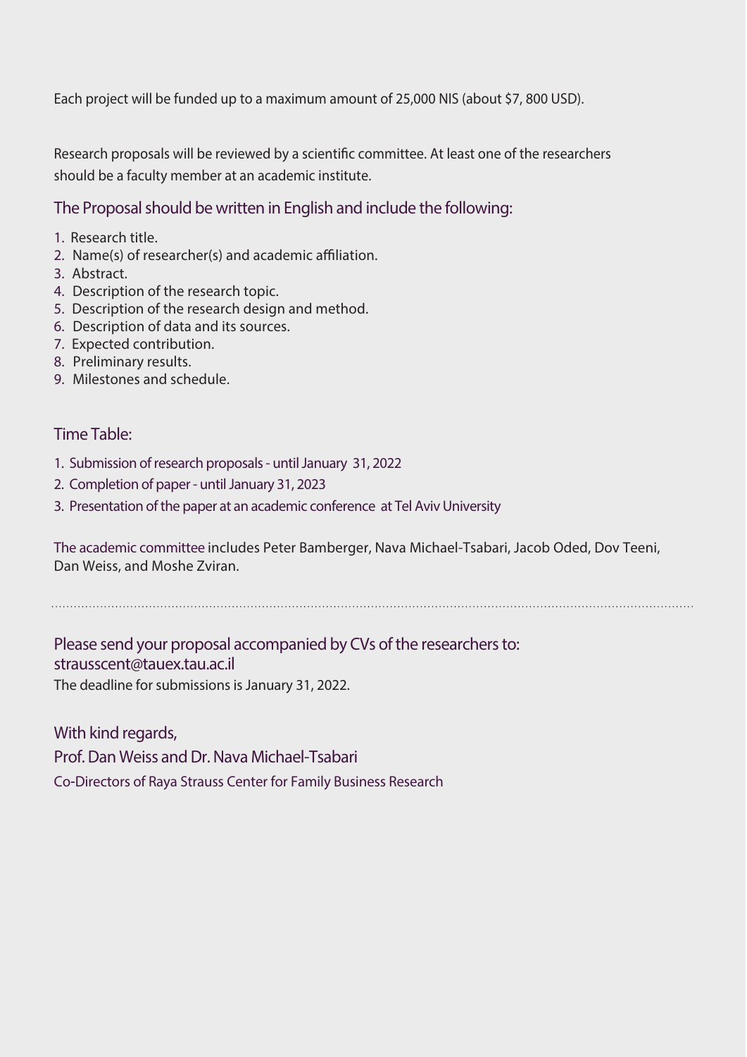Each project will be funded up to a maximum amount of 25,000 NIS (about $7, 800 USD).

Research proposals will be reviewed by a scientific committee. At least one of the researchers should be a faculty member at an academic institute.

## The Proposal should be written in English and include the following:

1. Research title.
2. Name(s) of researcher(s) and academic affiliation.
3. Abstract.
4. Description of the research topic.
5. Description of the research design and method.
6. Description of data and its sources.
7. Expected contribution.
8. Preliminary results.
9. Milestones and schedule.

## Time Table:

1. Submission of research proposals - until January 31, 2022
2. Completion of paper - until January 31, 2023
3. Presentation of the paper at an academic conference at Tel Aviv University

The academic committee includes Peter Bamberger, Nava Michael-Tsabari, Jacob Oded, Dov Teeni, Dan Weiss, and Moshe Zviran.

---

Please send your proposal accompanied by CVs of the researchers to:
strausscent@tauex.tau.ac.il

The deadline for submissions is January 31, 2022.

With kind regards,

Prof. Dan Weiss and Dr. Nava Michael-Tsabari

Co-Directors of Raya Strauss Center for Family Business Research